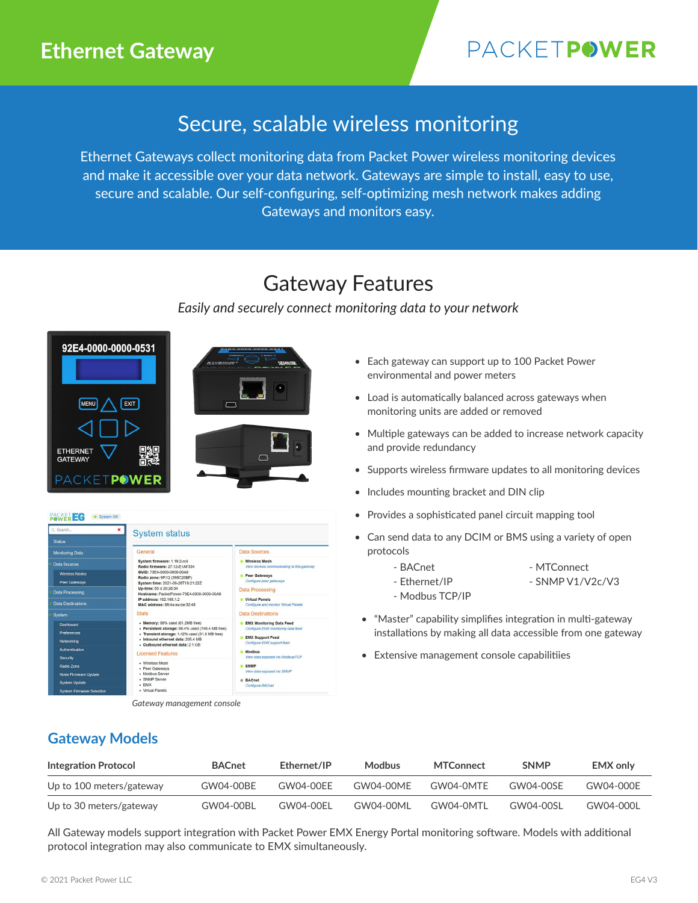# Ethernet Gateway

PACKETPOWER

## Secure, scalable wireless monitoring

Ethernet Gateways collect monitoring data from Packet Power wireless monitoring devices and make it accessible over your data network. Gateways are simple to install, easy to use, secure and scalable. Our self-configuring, self-optimizing mesh network makes adding Gateways and monitors easy.

## Gateway Features

*Easily and securely connect monitoring data to your network*

- Each gateway can support up to 100 Packet Power environmental and power meters
- Load is automatically balanced across gateways when monitoring units are added or removed
- Multiple gateways can be added to increase network capacity and provide redundancy
- Supports wireless firmware updates to all monitoring devices
- Includes mounting bracket and DIN clip
- Provides a sophisticated panel circuit mapping tool
- Can send data to any DCIM or BMS using a variety of open protocols
  - BACnet
  - Ethernet/IP
  - Modbus TCP/IP
  - MTConnect
  - SNMP V1/V2c/V3
- "Master" capability simplifies integration in multi-gateway installations by making all data accessible from one gateway
- Extensive management console capabilitiies

*Gateway management console*

## Gateway Models

| Integration Protocol | BACnet | Ethernet/IP | Modbus | MTConnect | SNMP | EMX only |
|---|---|---|---|---|---|---|
| Up to 100 meters/gateway | GW04-00BE | GW04-00EE | GW04-00ME | GW04-0MTE | GW04-00SE | GW04-000E |
| Up to 30 meters/gateway | GW04-00BL | GW04-00EL | GW04-00ML | GW04-0MTL | GW04-00SL | GW04-000L |

All Gateway models support integration with Packet Power EMX Energy Portal monitoring software. Models with additional protocol integration may also communicate to EMX simultaneously.

© 2021 Packet Power LLC EG4 V3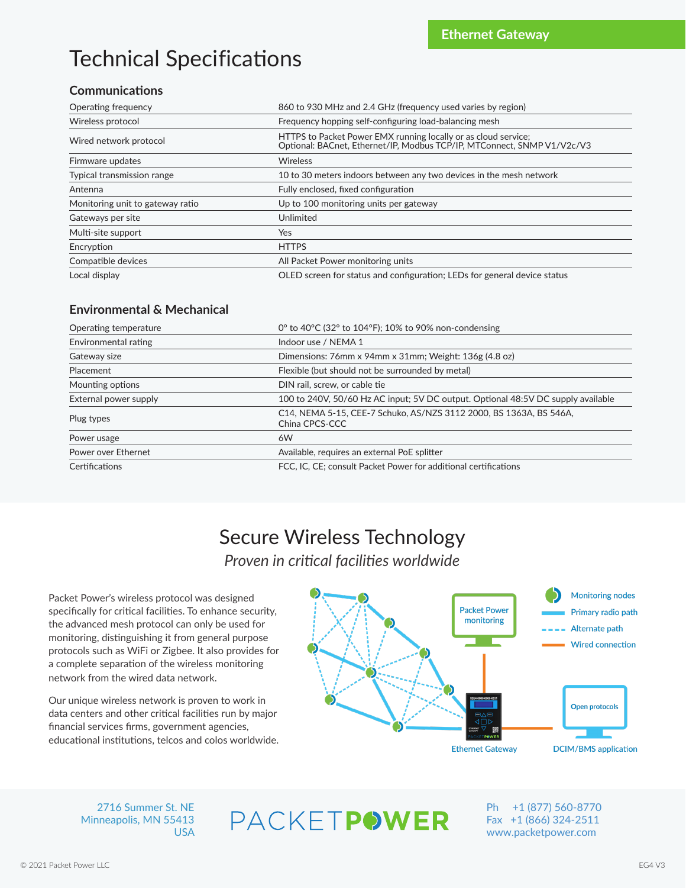Ethernet Gateway

# Technical Specifications

## Communications

| | |
|---|---|
| Operating frequency | 860 to 930 MHz and 2.4 GHz (frequency used varies by region) |
| Wireless protocol | Frequency hopping self-configuring load-balancing mesh |
| Wired network protocol | HTTPS to Packet Power EMX running locally or as cloud service; Optional: BACnet, Ethernet/IP, Modbus TCP/IP, MTConnect, SNMP V1/V2c/V3 |
| Firmware updates | Wireless |
| Typical transmission range | 10 to 30 meters indoors between any two devices in the mesh network |
| Antenna | Fully enclosed, fixed configuration |
| Monitoring unit to gateway ratio | Up to 100 monitoring units per gateway |
| Gateways per site | Unlimited |
| Multi-site support | Yes |
| Encryption | HTTPS |
| Compatible devices | All Packet Power monitoring units |
| Local display | OLED screen for status and configuration; LEDs for general device status |

## Environmental & Mechanical

| | |
|---|---|
| Operating temperature | 0° to 40°C (32° to 104°F); 10% to 90% non-condensing |
| Environmental rating | Indoor use / NEMA 1 |
| Gateway size | Dimensions: 76mm x 94mm x 31mm; Weight: 136g (4.8 oz) |
| Placement | Flexible (but should not be surrounded by metal) |
| Mounting options | DIN rail, screw, or cable tie |
| External power supply | 100 to 240V, 50/60 Hz AC input; 5V DC output. Optional 48:5V DC supply available |
| Plug types | C14, NEMA 5-15, CEE-7 Schuko, AS/NZS 3112 2000, BS 1363A, BS 546A, China CPCS-CCC |
| Power usage | 6W |
| Power over Ethernet | Available, requires an external PoE splitter |
| Certifications | FCC, IC, CE; consult Packet Power for additional certifications |

# Secure Wireless Technology

*Proven in critical facilities worldwide*

Packet Power's wireless protocol was designed specifically for critical facilities. To enhance security, the advanced mesh protocol can only be used for monitoring, distinguishing it from general purpose protocols such as WiFi or Zigbee. It also provides for a complete separation of the wireless monitoring network from the wired data network.

Our unique wireless network is proven to work in data centers and other critical facilities run by major financial services firms, government agencies, educational institutions, telcos and colos worldwide.

Packet Power monitoring

Monitoring nodes

Primary radio path

Alternate path

Wired connection

Open protocols

Ethernet Gateway

DCIM/BMS application

2716 Summer St. NE
Minneapolis, MN 55413
USA

PACKETPOWER

Ph +1 (877) 560-8770
Fax +1 (866) 324-2511
www.packetpower.com

© 2021 Packet Power LLC

EG4 V3